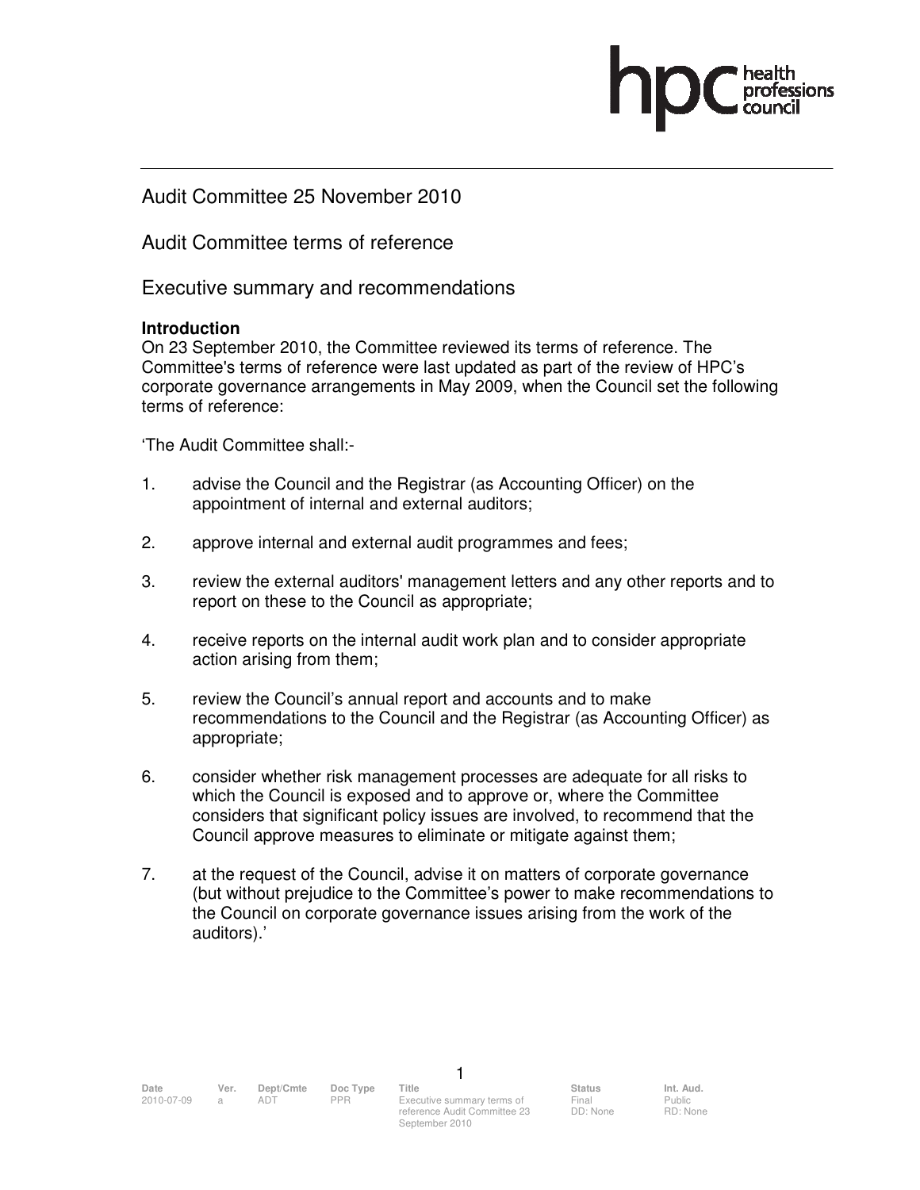# Audit Committee 25 November 2010

## Audit Committee terms of reference

## Executive summary and recommendations

**Introduction**

On 23 September 2010, the Committee reviewed its terms of reference. The Committee's terms of reference were last updated as part of the review of HPC's corporate governance arrangements in May 2009, when the Council set the following terms of reference:

'The Audit Committee shall:-

1. advise the Council and the Registrar (as Accounting Officer) on the appointment of internal and external auditors;

2. approve internal and external audit programmes and fees;

3. review the external auditors' management letters and any other reports and to report on these to the Council as appropriate;

4. receive reports on the internal audit work plan and to consider appropriate action arising from them;

5. review the Council's annual report and accounts and to make recommendations to the Council and the Registrar (as Accounting Officer) as appropriate;

6. consider whether risk management processes are adequate for all risks to which the Council is exposed and to approve or, where the Committee considers that significant policy issues are involved, to recommend that the Council approve measures to eliminate or mitigate against them;

7. at the request of the Council, advise it on matters of corporate governance (but without prejudice to the Committee's power to make recommendations to the Council on corporate governance issues arising from the work of the auditors).'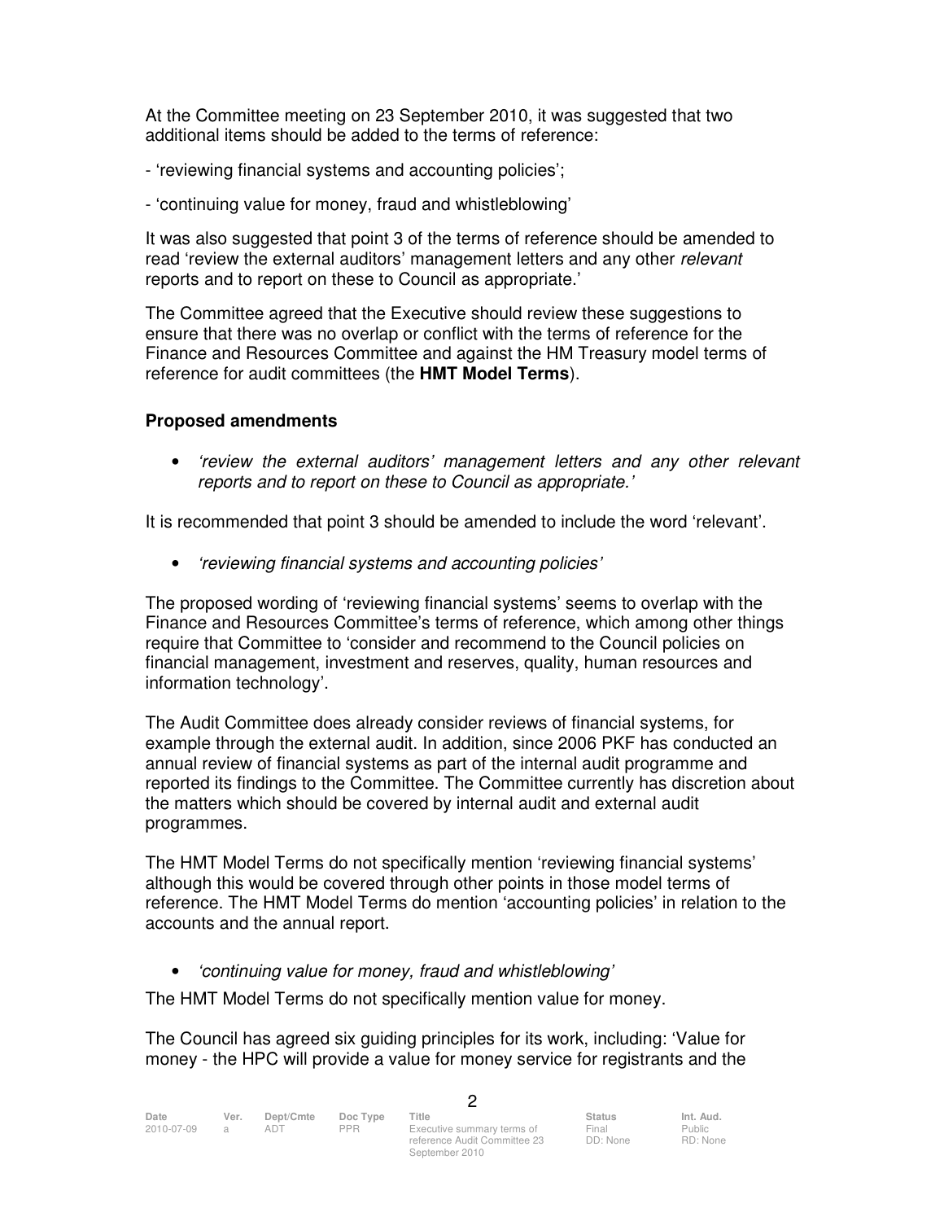At the Committee meeting on 23 September 2010, it was suggested that two additional items should be added to the terms of reference:

- 'reviewing financial systems and accounting policies';

- 'continuing value for money, fraud and whistleblowing'

It was also suggested that point 3 of the terms of reference should be amended to read 'review the external auditors' management letters and any other *relevant* reports and to report on these to Council as appropriate.'

The Committee agreed that the Executive should review these suggestions to ensure that there was no overlap or conflict with the terms of reference for the Finance and Resources Committee and against the HM Treasury model terms of reference for audit committees (the **HMT Model Terms**).

## Proposed amendments

- *'review the external auditors' management letters and any other relevant reports and to report on these to Council as appropriate.'*

It is recommended that point 3 should be amended to include the word 'relevant'.

- *'reviewing financial systems and accounting policies'*

The proposed wording of 'reviewing financial systems' seems to overlap with the Finance and Resources Committee's terms of reference, which among other things require that Committee to 'consider and recommend to the Council policies on financial management, investment and reserves, quality, human resources and information technology'.

The Audit Committee does already consider reviews of financial systems, for example through the external audit. In addition, since 2006 PKF has conducted an annual review of financial systems as part of the internal audit programme and reported its findings to the Committee. The Committee currently has discretion about the matters which should be covered by internal audit and external audit programmes.

The HMT Model Terms do not specifically mention 'reviewing financial systems' although this would be covered through other points in those model terms of reference. The HMT Model Terms do mention 'accounting policies' in relation to the accounts and the annual report.

- *'continuing value for money, fraud and whistleblowing'*

The HMT Model Terms do not specifically mention value for money.

The Council has agreed six guiding principles for its work, including: 'Value for money - the HPC will provide a value for money service for registrants and the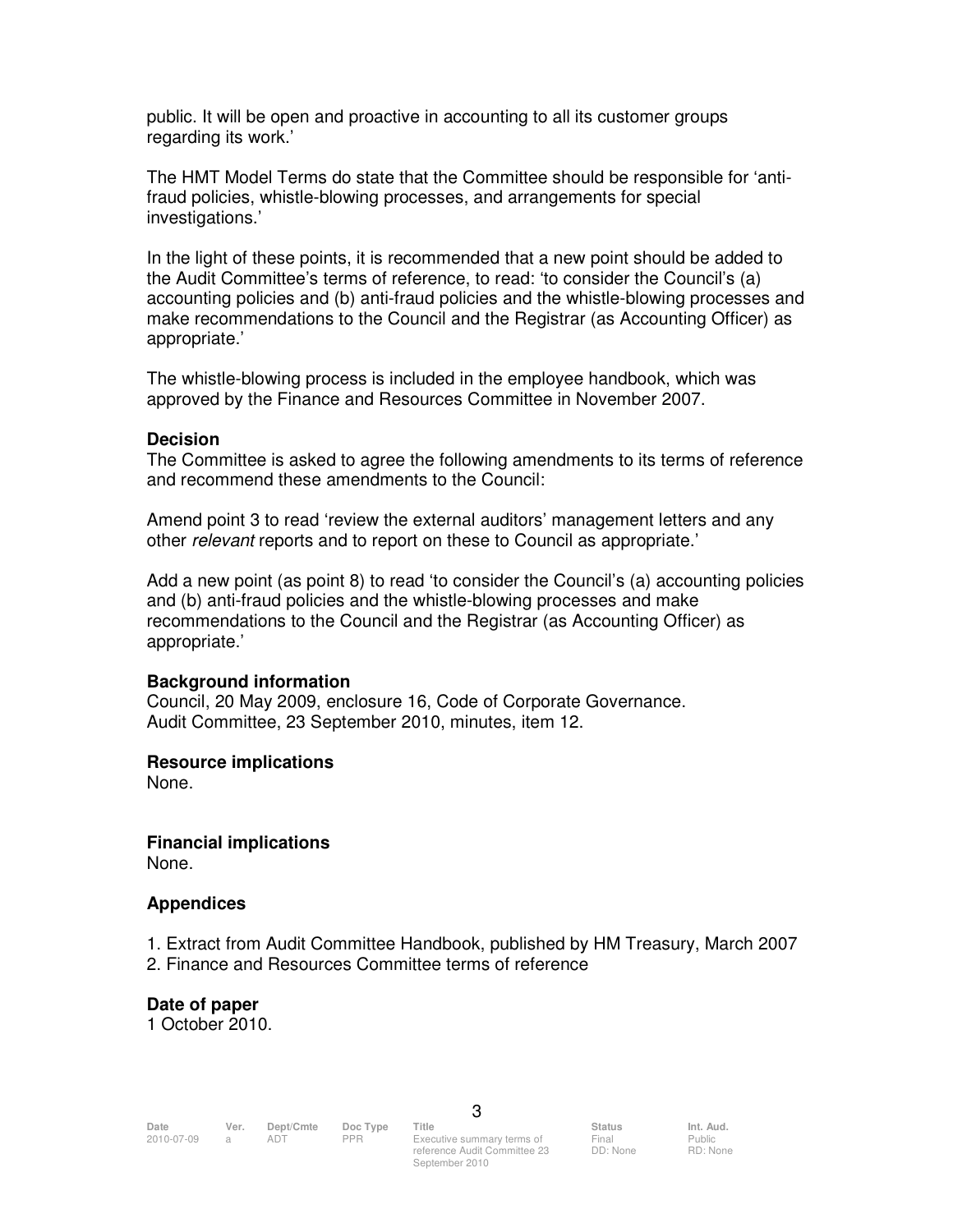public. It will be open and proactive in accounting to all its customer groups regarding its work.'

The HMT Model Terms do state that the Committee should be responsible for 'anti-fraud policies, whistle-blowing processes, and arrangements for special investigations.'

In the light of these points, it is recommended that a new point should be added to the Audit Committee's terms of reference, to read: 'to consider the Council's (a) accounting policies and (b) anti-fraud policies and the whistle-blowing processes and make recommendations to the Council and the Registrar (as Accounting Officer) as appropriate.'

The whistle-blowing process is included in the employee handbook, which was approved by the Finance and Resources Committee in November 2007.

**Decision**

The Committee is asked to agree the following amendments to its terms of reference and recommend these amendments to the Council:

Amend point 3 to read 'review the external auditors' management letters and any other *relevant* reports and to report on these to Council as appropriate.'

Add a new point (as point 8) to read 'to consider the Council's (a) accounting policies and (b) anti-fraud policies and the whistle-blowing processes and make recommendations to the Council and the Registrar (as Accounting Officer) as appropriate.'

**Background information**

Council, 20 May 2009, enclosure 16, Code of Corporate Governance.
Audit Committee, 23 September 2010, minutes, item 12.

**Resource implications**

None.

**Financial implications**

None.

**Appendices**

1. Extract from Audit Committee Handbook, published by HM Treasury, March 2007
2. Finance and Resources Committee terms of reference

**Date of paper**

1 October 2010.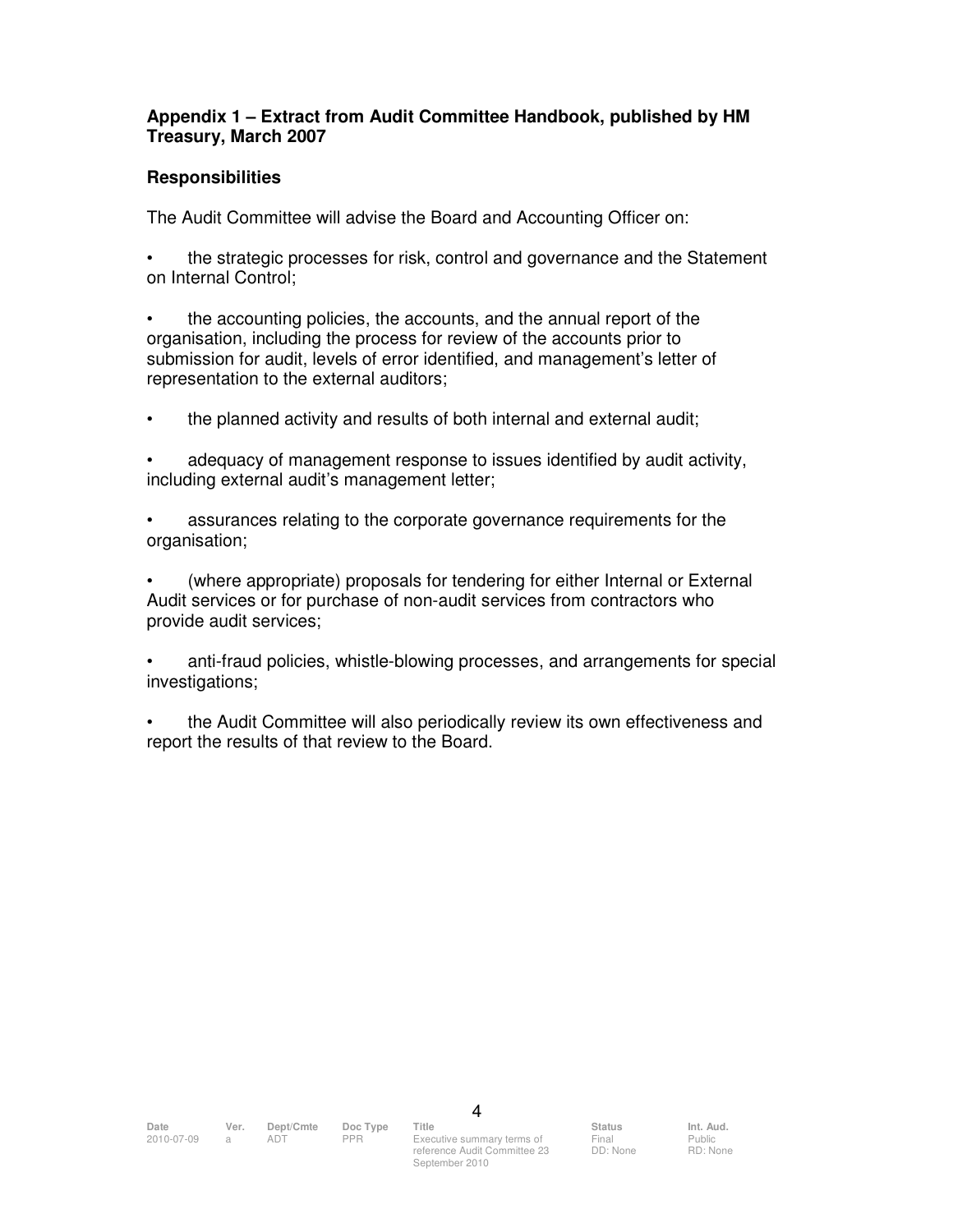## Appendix 1 – Extract from Audit Committee Handbook, published by HM Treasury, March 2007

### Responsibilities

The Audit Committee will advise the Board and Accounting Officer on:

- the strategic processes for risk, control and governance and the Statement on Internal Control;
- the accounting policies, the accounts, and the annual report of the organisation, including the process for review of the accounts prior to submission for audit, levels of error identified, and management's letter of representation to the external auditors;
- the planned activity and results of both internal and external audit;
- adequacy of management response to issues identified by audit activity, including external audit's management letter;
- assurances relating to the corporate governance requirements for the organisation;
- (where appropriate) proposals for tendering for either Internal or External Audit services or for purchase of non-audit services from contractors who provide audit services;
- anti-fraud policies, whistle-blowing processes, and arrangements for special investigations;
- the Audit Committee will also periodically review its own effectiveness and report the results of that review to the Board.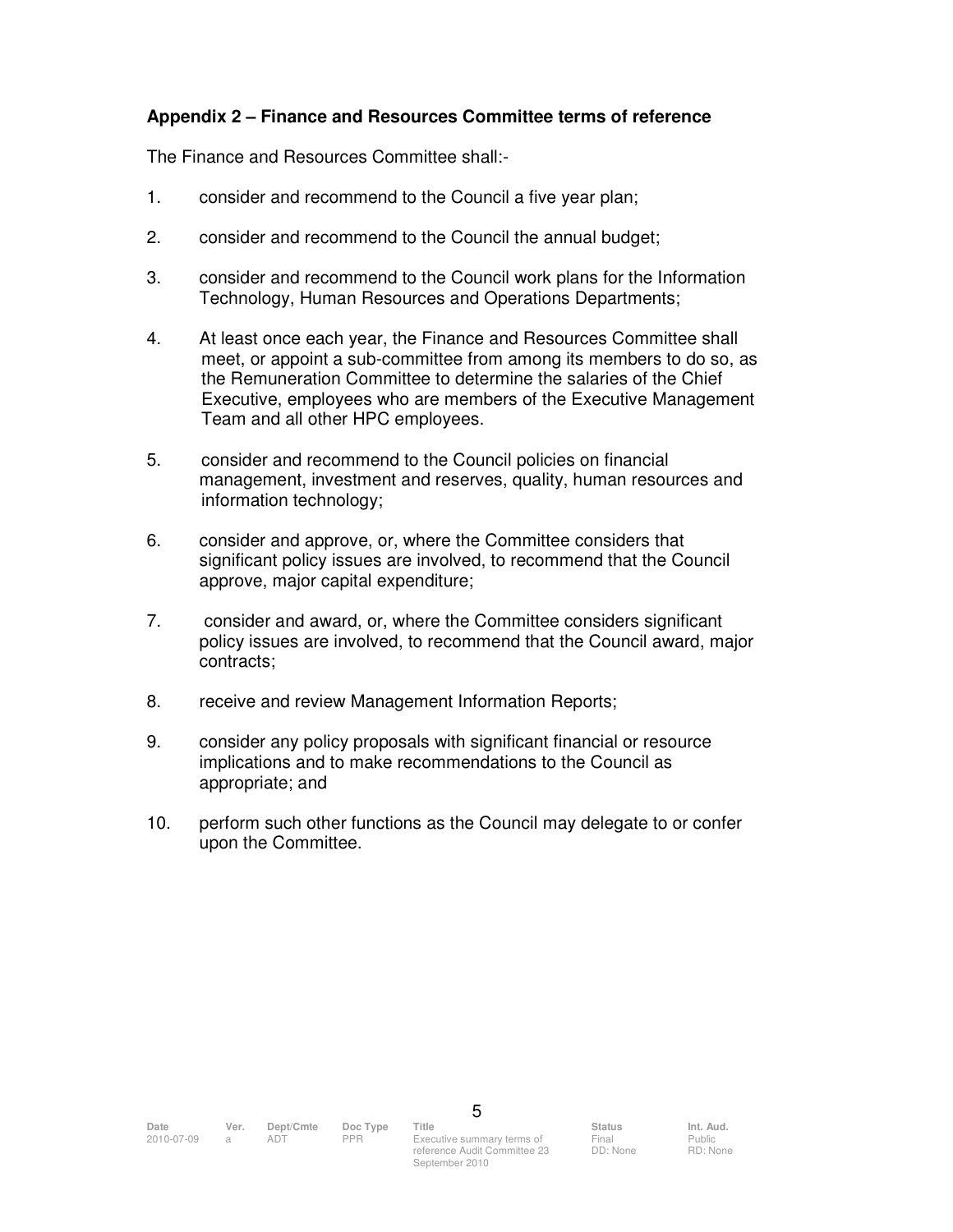**Appendix 2 – Finance and Resources Committee terms of reference**

The Finance and Resources Committee shall:-

1. consider and recommend to the Council a five year plan;

2. consider and recommend to the Council the annual budget;

3. consider and recommend to the Council work plans for the Information Technology, Human Resources and Operations Departments;

4. At least once each year, the Finance and Resources Committee shall meet, or appoint a sub-committee from among its members to do so, as the Remuneration Committee to determine the salaries of the Chief Executive, employees who are members of the Executive Management Team and all other HPC employees.

5. consider and recommend to the Council policies on financial management, investment and reserves, quality, human resources and information technology;

6. consider and approve, or, where the Committee considers that significant policy issues are involved, to recommend that the Council approve, major capital expenditure;

7. consider and award, or, where the Committee considers significant policy issues are involved, to recommend that the Council award, major contracts;

8. receive and review Management Information Reports;

9. consider any policy proposals with significant financial or resource implications and to make recommendations to the Council as appropriate; and

10. perform such other functions as the Council may delegate to or confer upon the Committee.